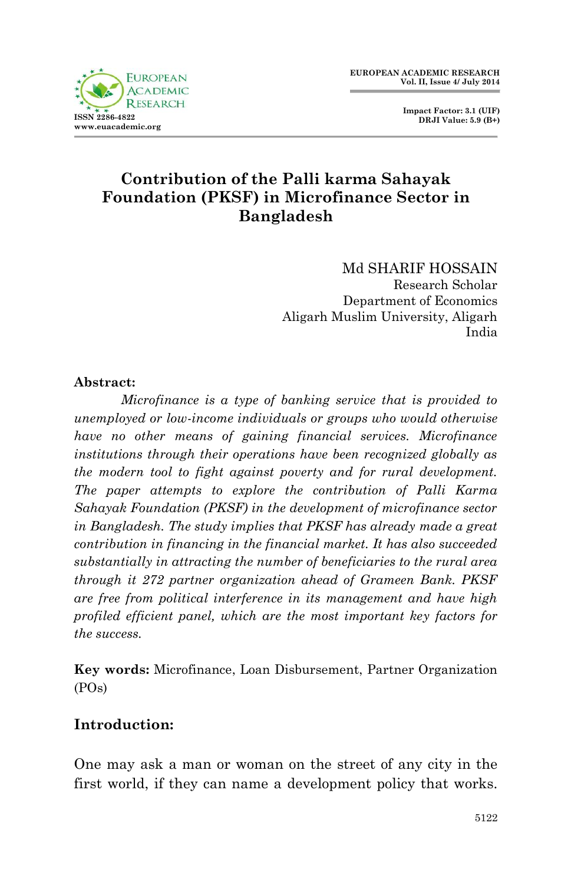# Contribution of the Palli karma Sahayak Foundation (PKSF) in Microfinance Sector in Bangladesh

Md SHARIF HOSSAIN
Research Scholar
Department of Economics
Aligarh Muslim University, Aligarh
India

**Abstract:**

*Microfinance is a type of banking service that is provided to unemployed or low-income individuals or groups who would otherwise have no other means of gaining financial services. Microfinance institutions through their operations have been recognized globally as the modern tool to fight against poverty and for rural development. The paper attempts to explore the contribution of Palli Karma Sahayak Foundation (PKSF) in the development of microfinance sector in Bangladesh. The study implies that PKSF has already made a great contribution in financing in the financial market. It has also succeeded substantially in attracting the number of beneficiaries to the rural area through it 272 partner organization ahead of Grameen Bank. PKSF are free from political interference in its management and have high profiled efficient panel, which are the most important key factors for the success.*

**Key words:** Microfinance, Loan Disbursement, Partner Organization (POs)

## Introduction:

One may ask a man or woman on the street of any city in the first world, if they can name a development policy that works.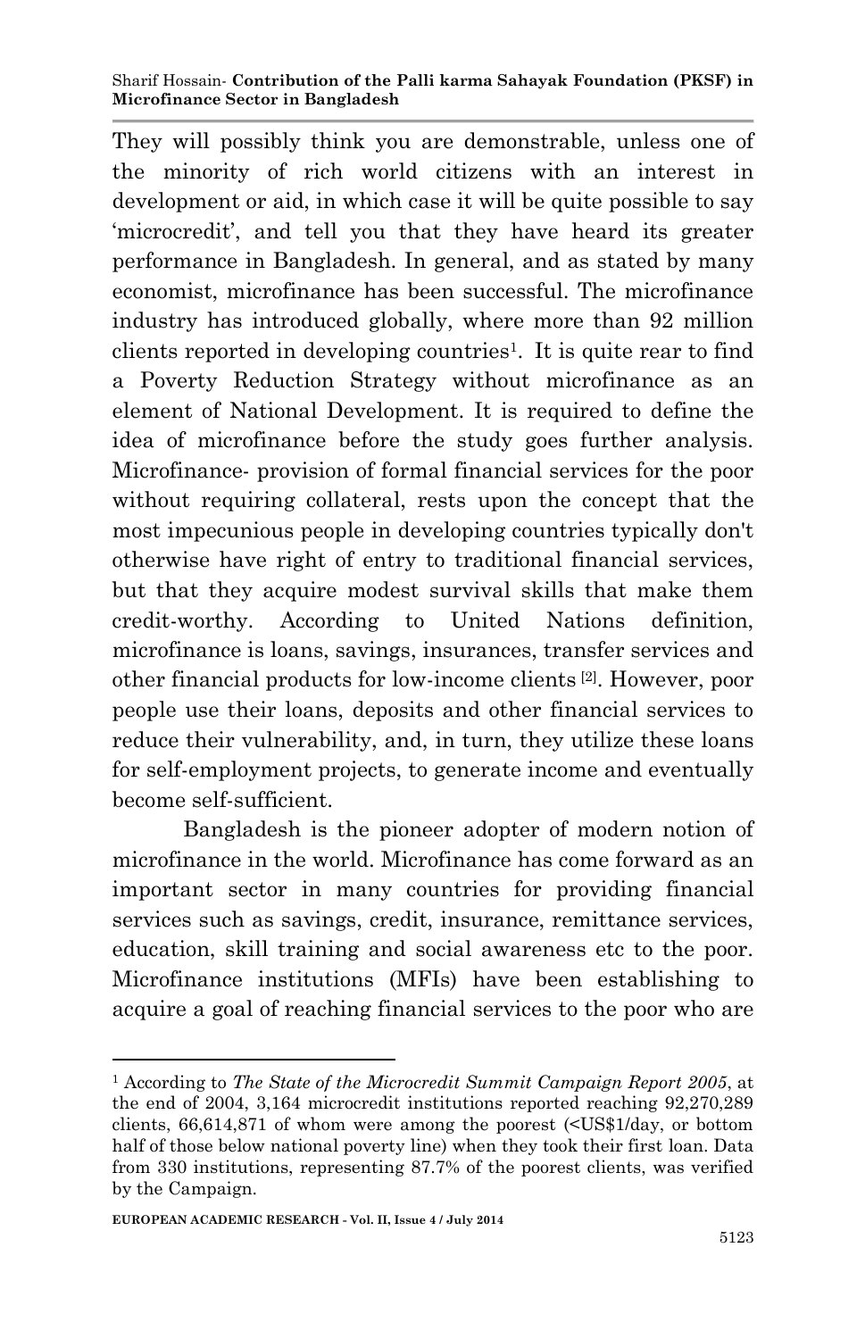They will possibly think you are demonstrable, unless one of the minority of rich world citizens with an interest in development or aid, in which case it will be quite possible to say 'microcredit', and tell you that they have heard its greater performance in Bangladesh. In general, and as stated by many economist, microfinance has been successful. The microfinance industry has introduced globally, where more than 92 million clients reported in developing countries[1]. It is quite rear to find a Poverty Reduction Strategy without microfinance as an element of National Development. It is required to define the idea of microfinance before the study goes further analysis. Microfinance- provision of formal financial services for the poor without requiring collateral, rests upon the concept that the most impecunious people in developing countries typically don't otherwise have right of entry to traditional financial services, but that they acquire modest survival skills that make them credit-worthy. According to United Nations definition, microfinance is loans, savings, insurances, transfer services and other financial products for low-income clients [2]. However, poor people use their loans, deposits and other financial services to reduce their vulnerability, and, in turn, they utilize these loans for self-employment projects, to generate income and eventually become self-sufficient.

Bangladesh is the pioneer adopter of modern notion of microfinance in the world. Microfinance has come forward as an important sector in many countries for providing financial services such as savings, credit, insurance, remittance services, education, skill training and social awareness etc to the poor. Microfinance institutions (MFIs) have been establishing to acquire a goal of reaching financial services to the poor who are

---

[1] According to *The State of the Microcredit Summit Campaign Report 2005*, at the end of 2004, 3,164 microcredit institutions reported reaching 92,270,289 clients, 66,614,871 of whom were among the poorest (<US$1/day, or bottom half of those below national poverty line) when they took their first loan. Data from 330 institutions, representing 87.7% of the poorest clients, was verified by the Campaign.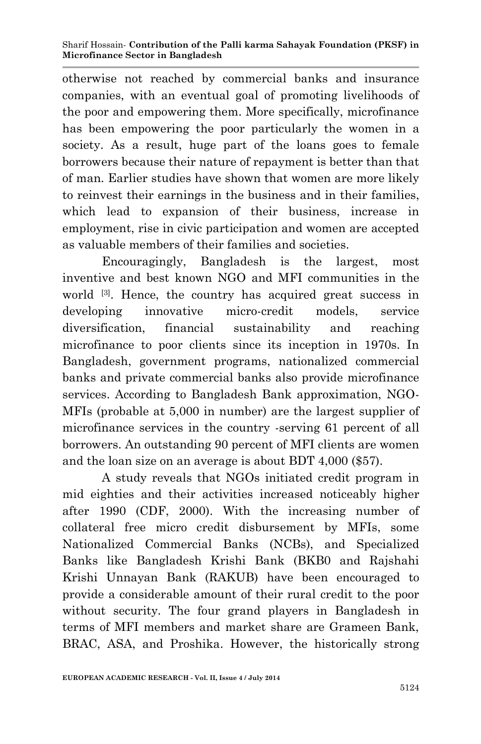otherwise not reached by commercial banks and insurance companies, with an eventual goal of promoting livelihoods of the poor and empowering them. More specifically, microfinance has been empowering the poor particularly the women in a society. As a result, huge part of the loans goes to female borrowers because their nature of repayment is better than that of man. Earlier studies have shown that women are more likely to reinvest their earnings in the business and in their families, which lead to expansion of their business, increase in employment, rise in civic participation and women are accepted as valuable members of their families and societies.

Encouragingly, Bangladesh is the largest, most inventive and best known NGO and MFI communities in the world [3]. Hence, the country has acquired great success in developing innovative micro-credit models, service diversification, financial sustainability and reaching microfinance to poor clients since its inception in 1970s. In Bangladesh, government programs, nationalized commercial banks and private commercial banks also provide microfinance services. According to Bangladesh Bank approximation, NGO-MFIs (probable at 5,000 in number) are the largest supplier of microfinance services in the country -serving 61 percent of all borrowers. An outstanding 90 percent of MFI clients are women and the loan size on an average is about BDT 4,000 ($57).

A study reveals that NGOs initiated credit program in mid eighties and their activities increased noticeably higher after 1990 (CDF, 2000). With the increasing number of collateral free micro credit disbursement by MFIs, some Nationalized Commercial Banks (NCBs), and Specialized Banks like Bangladesh Krishi Bank (BKB0 and Rajshahi Krishi Unnayan Bank (RAKUB) have been encouraged to provide a considerable amount of their rural credit to the poor without security. The four grand players in Bangladesh in terms of MFI members and market share are Grameen Bank, BRAC, ASA, and Proshika. However, the historically strong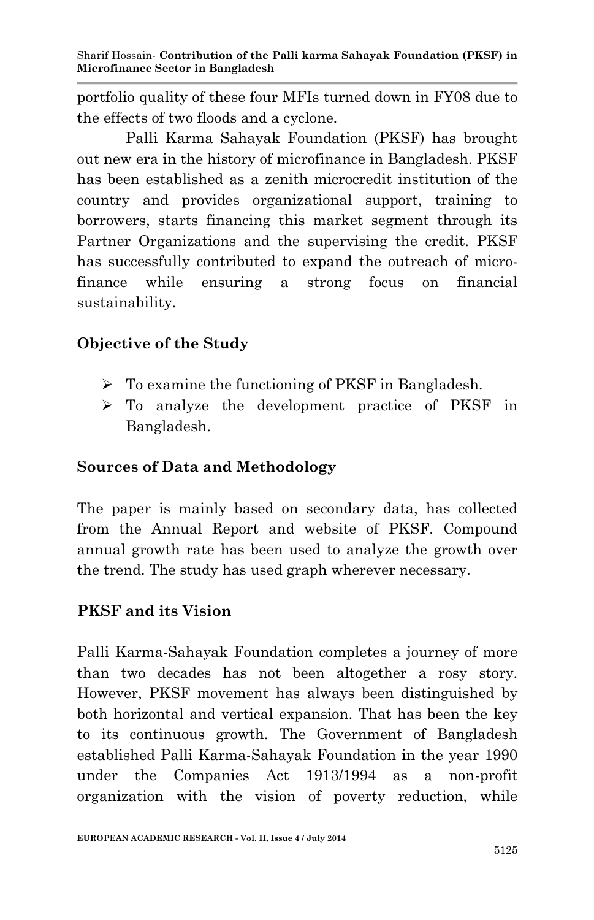portfolio quality of these four MFIs turned down in FY08 due to the effects of two floods and a cyclone.

Palli Karma Sahayak Foundation (PKSF) has brought out new era in the history of microfinance in Bangladesh. PKSF has been established as a zenith microcredit institution of the country and provides organizational support, training to borrowers, starts financing this market segment through its Partner Organizations and the supervising the credit. PKSF has successfully contributed to expand the outreach of micro-finance while ensuring a strong focus on financial sustainability.

## Objective of the Study

- To examine the functioning of PKSF in Bangladesh.
- To analyze the development practice of PKSF in Bangladesh.

## Sources of Data and Methodology

The paper is mainly based on secondary data, has collected from the Annual Report and website of PKSF. Compound annual growth rate has been used to analyze the growth over the trend. The study has used graph wherever necessary.

## PKSF and its Vision

Palli Karma-Sahayak Foundation completes a journey of more than two decades has not been altogether a rosy story. However, PKSF movement has always been distinguished by both horizontal and vertical expansion. That has been the key to its continuous growth. The Government of Bangladesh established Palli Karma-Sahayak Foundation in the year 1990 under the Companies Act 1913/1994 as a non-profit organization with the vision of poverty reduction, while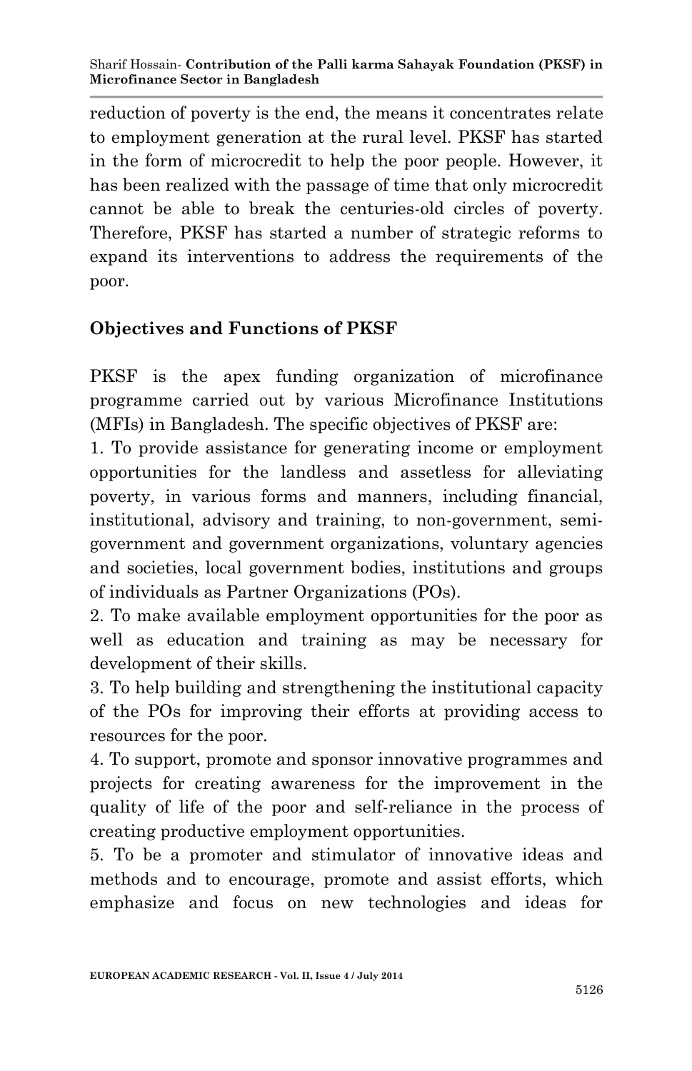reduction of poverty is the end, the means it concentrates relate to employment generation at the rural level. PKSF has started in the form of microcredit to help the poor people. However, it has been realized with the passage of time that only microcredit cannot be able to break the centuries-old circles of poverty. Therefore, PKSF has started a number of strategic reforms to expand its interventions to address the requirements of the poor.

## Objectives and Functions of PKSF

PKSF is the apex funding organization of microfinance programme carried out by various Microfinance Institutions (MFIs) in Bangladesh. The specific objectives of PKSF are:

1. To provide assistance for generating income or employment opportunities for the landless and assetless for alleviating poverty, in various forms and manners, including financial, institutional, advisory and training, to non-government, semi-government and government organizations, voluntary agencies and societies, local government bodies, institutions and groups of individuals as Partner Organizations (POs).
2. To make available employment opportunities for the poor as well as education and training as may be necessary for development of their skills.
3. To help building and strengthening the institutional capacity of the POs for improving their efforts at providing access to resources for the poor.
4. To support, promote and sponsor innovative programmes and projects for creating awareness for the improvement in the quality of life of the poor and self-reliance in the process of creating productive employment opportunities.
5. To be a promoter and stimulator of innovative ideas and methods and to encourage, promote and assist efforts, which emphasize and focus on new technologies and ideas for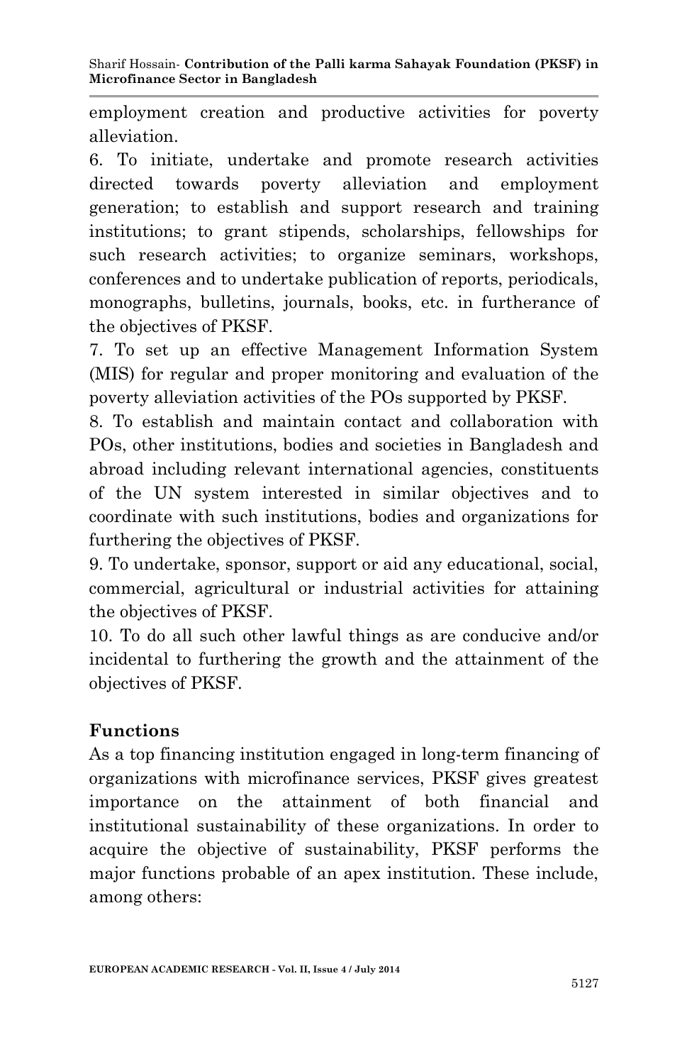employment creation and productive activities for poverty alleviation.

6. To initiate, undertake and promote research activities directed towards poverty alleviation and employment generation; to establish and support research and training institutions; to grant stipends, scholarships, fellowships for such research activities; to organize seminars, workshops, conferences and to undertake publication of reports, periodicals, monographs, bulletins, journals, books, etc. in furtherance of the objectives of PKSF.

7. To set up an effective Management Information System (MIS) for regular and proper monitoring and evaluation of the poverty alleviation activities of the POs supported by PKSF.

8. To establish and maintain contact and collaboration with POs, other institutions, bodies and societies in Bangladesh and abroad including relevant international agencies, constituents of the UN system interested in similar objectives and to coordinate with such institutions, bodies and organizations for furthering the objectives of PKSF.

9. To undertake, sponsor, support or aid any educational, social, commercial, agricultural or industrial activities for attaining the objectives of PKSF.

10. To do all such other lawful things as are conducive and/or incidental to furthering the growth and the attainment of the objectives of PKSF.

## Functions

As a top financing institution engaged in long-term financing of organizations with microfinance services, PKSF gives greatest importance on the attainment of both financial and institutional sustainability of these organizations. In order to acquire the objective of sustainability, PKSF performs the major functions probable of an apex institution. These include, among others: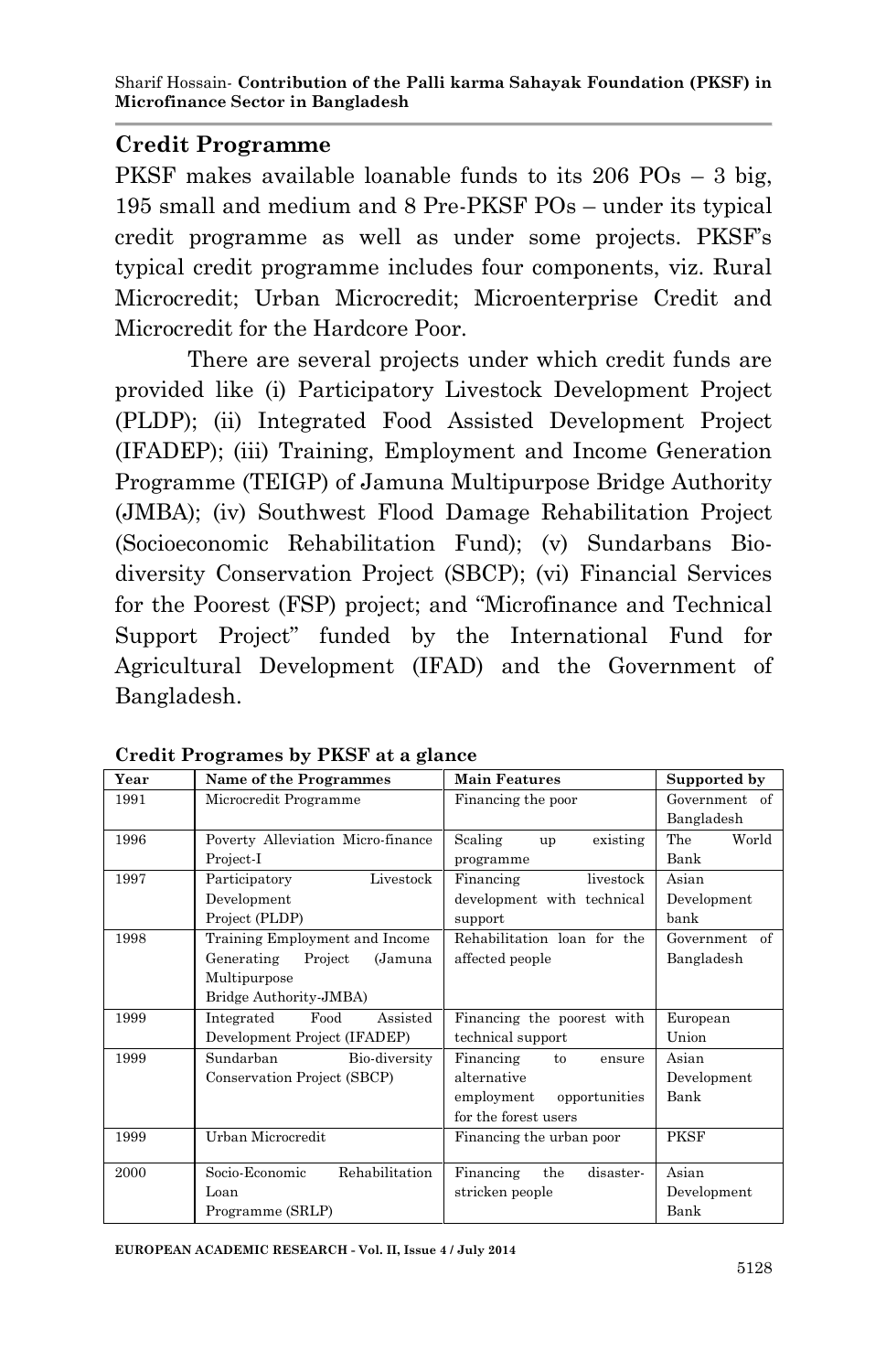## Credit Programme

PKSF makes available loanable funds to its 206 POs – 3 big, 195 small and medium and 8 Pre-PKSF POs – under its typical credit programme as well as under some projects. PKSF's typical credit programme includes four components, viz. Rural Microcredit; Urban Microcredit; Microenterprise Credit and Microcredit for the Hardcore Poor.

There are several projects under which credit funds are provided like (i) Participatory Livestock Development Project (PLDP); (ii) Integrated Food Assisted Development Project (IFADEP); (iii) Training, Employment and Income Generation Programme (TEIGP) of Jamuna Multipurpose Bridge Authority (JMBA); (iv) Southwest Flood Damage Rehabilitation Project (Socioeconomic Rehabilitation Fund); (v) Sundarbans Bio-diversity Conservation Project (SBCP); (vi) Financial Services for the Poorest (FSP) project; and "Microfinance and Technical Support Project" funded by the International Fund for Agricultural Development (IFAD) and the Government of Bangladesh.

**Credit Programes by PKSF at a glance**

| Year | Name of the Programmes | Main Features | Supported by |
|---|---|---|---|
| 1991 | Microcredit Programme | Financing the poor | Government of Bangladesh |
| 1996 | Poverty Alleviation Micro-finance Project-I | Scaling up existing programme | The World Bank |
| 1997 | Participatory Livestock Development Project (PLDP) | Financing livestock development with technical support | Asian Development bank |
| 1998 | Training Employment and Income Generating Project (Jamuna Multipurpose Bridge Authority-JMBA) | Rehabilitation loan for the affected people | Government of Bangladesh |
| 1999 | Integrated Food Assisted Development Project (IFADEP) | Financing the poorest with technical support | European Union |
| 1999 | Sundarban Bio-diversity Conservation Project (SBCP) | Financing to ensure alternative employment opportunities for the forest users | Asian Development Bank |
| 1999 | Urban Microcredit | Financing the urban poor | PKSF |
| 2000 | Socio-Economic Rehabilitation Loan Programme (SRLP) | Financing the disaster-stricken people | Asian Development Bank |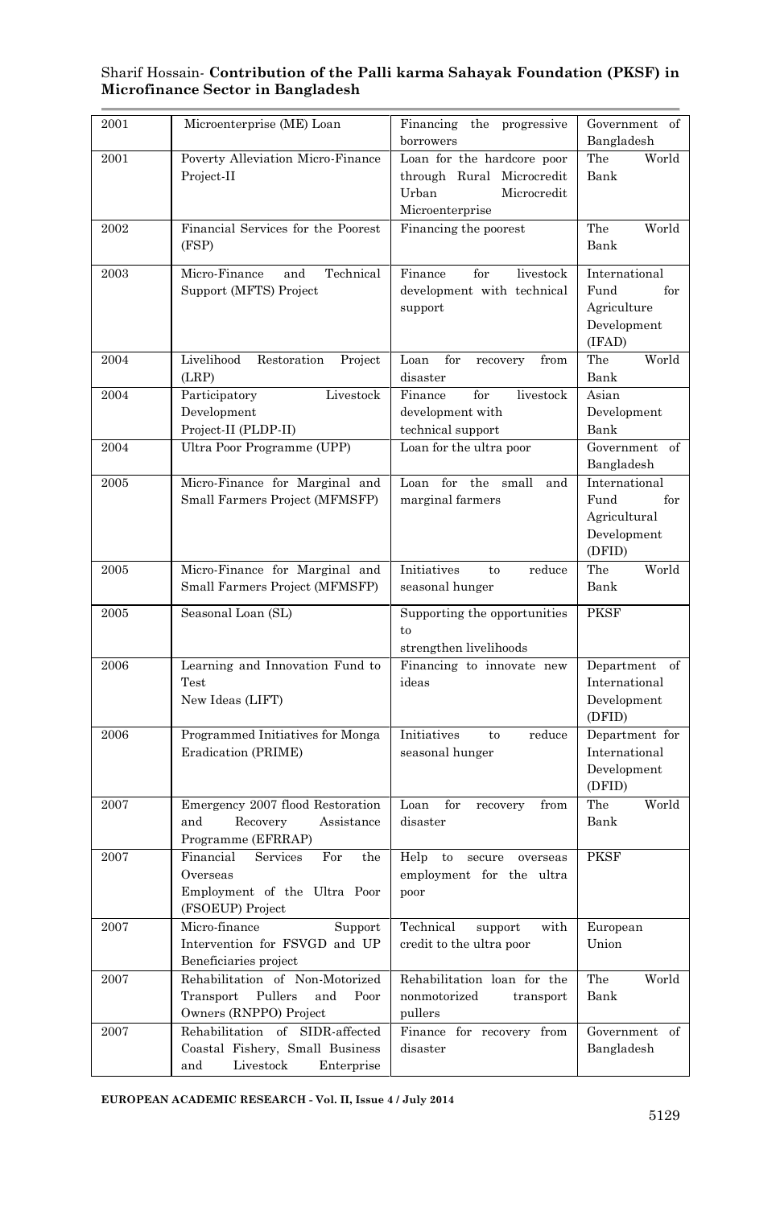| 2001 | Microenterprise (ME) Loan | Financing the progressive borrowers | Government of Bangladesh |
|---|---|---|---|
| 2001 | Poverty Alleviation Micro-Finance Project-II | Loan for the hardcore poor through Rural Microcredit Urban Microcredit Microenterprise | The World Bank |
| 2002 | Financial Services for the Poorest (FSP) | Financing the poorest | The World Bank |
| 2003 | Micro-Finance and Technical Support (MFTS) Project | Finance for livestock development with technical support | International Fund for Agriculture Development (IFAD) |
| 2004 | Livelihood Restoration Project (LRP) | Loan for recovery from disaster | The World Bank |
| 2004 | Participatory Livestock Development Project-II (PLDP-II) | Finance for livestock development with technical support | Asian Development Bank |
| 2004 | Ultra Poor Programme (UPP) | Loan for the ultra poor | Government of Bangladesh |
| 2005 | Micro-Finance for Marginal and Small Farmers Project (MFMSFP) | Loan for the small and marginal farmers | International Fund for Agricultural Development (DFID) |
| 2005 | Micro-Finance for Marginal and Small Farmers Project (MFMSFP) | Initiatives to reduce seasonal hunger | The World Bank |
| 2005 | Seasonal Loan (SL) | Supporting the opportunities to strengthen livelihoods | PKSF |
| 2006 | Learning and Innovation Fund to Test New Ideas (LIFT) | Financing to innovate new ideas | Department of International Development (DFID) |
| 2006 | Programmed Initiatives for Monga Eradication (PRIME) | Initiatives to reduce seasonal hunger | Department for International Development (DFID) |
| 2007 | Emergency 2007 flood Restoration and Recovery Assistance Programme (EFRRAP) | Loan for recovery from disaster | The World Bank |
| 2007 | Financial Services For the Overseas Employment of the Ultra Poor (FSOEUP) Project | Help to secure overseas employment for the ultra poor | PKSF |
| 2007 | Micro-finance Support Intervention for FSVGD and UP Beneficiaries project | Technical support with credit to the ultra poor | European Union |
| 2007 | Rehabilitation of Non-Motorized Transport Pullers and Poor Owners (RNPPO) Project | Rehabilitation loan for the nonmotorized transport pullers | The World Bank |
| 2007 | Rehabilitation of SIDR-affected Coastal Fishery, Small Business and Livestock Enterprise | Finance for recovery from disaster | Government of Bangladesh |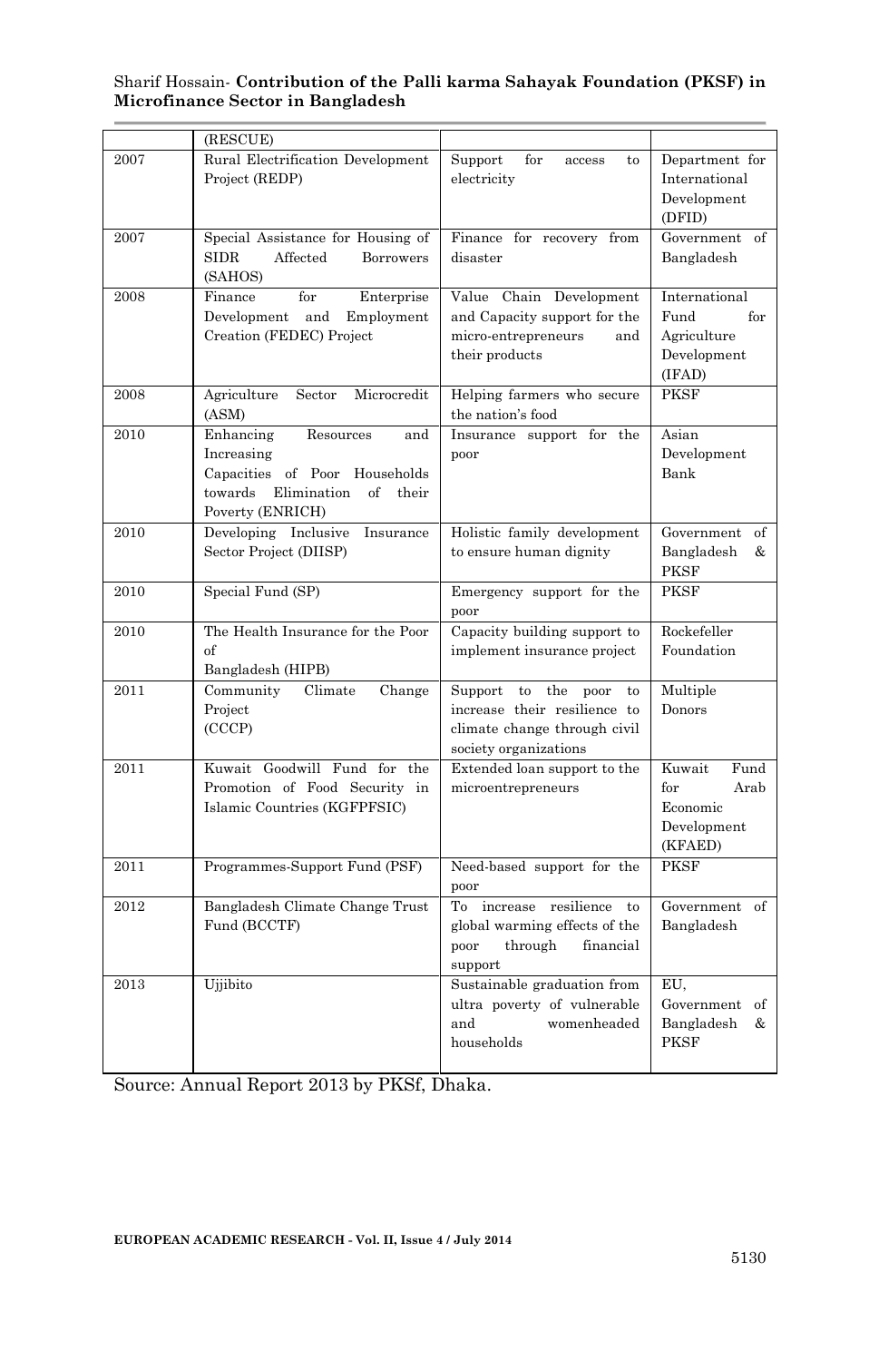| | | | |
|---|---|---|---|
| | (RESCUE) | | |
| 2007 | Rural Electrification Development Project (REDP) | Support for access to electricity | Department for International Development (DFID) |
| 2007 | Special Assistance for Housing of SIDR Affected Borrowers (SAHOS) | Finance for recovery from disaster | Government of Bangladesh |
| 2008 | Finance for Enterprise Development and Employment Creation (FEDEC) Project | Value Chain Development and Capacity support for the micro-entrepreneurs and their products | International Fund for Agriculture Development (IFAD) |
| 2008 | Agriculture Sector Microcredit (ASM) | Helping farmers who secure the nation's food | PKSF |
| 2010 | Enhancing Resources and Increasing Capacities of Poor Households towards Elimination of their Poverty (ENRICH) | Insurance support for the poor | Asian Development Bank |
| 2010 | Developing Inclusive Insurance Sector Project (DIISP) | Holistic family development to ensure human dignity | Government of Bangladesh & PKSF |
| 2010 | Special Fund (SP) | Emergency support for the poor | PKSF |
| 2010 | The Health Insurance for the Poor of Bangladesh (HIPB) | Capacity building support to implement insurance project | Rockefeller Foundation |
| 2011 | Community Climate Change Project (CCCP) | Support to the poor to increase their resilience to climate change through civil society organizations | Multiple Donors |
| 2011 | Kuwait Goodwill Fund for the Promotion of Food Security in Islamic Countries (KGFPFSIC) | Extended loan support to the microentrepreneurs | Kuwait Fund for Arab Economic Development (KFAED) |
| 2011 | Programmes-Support Fund (PSF) | Need-based support for the poor | PKSF |
| 2012 | Bangladesh Climate Change Trust Fund (BCCTF) | To increase resilience to global warming effects of the poor through financial support | Government of Bangladesh |
| 2013 | Ujjibito | Sustainable graduation from ultra poverty of vulnerable and womenheaded households | EU, Government of Bangladesh & PKSF |

Source: Annual Report 2013 by PKSf, Dhaka.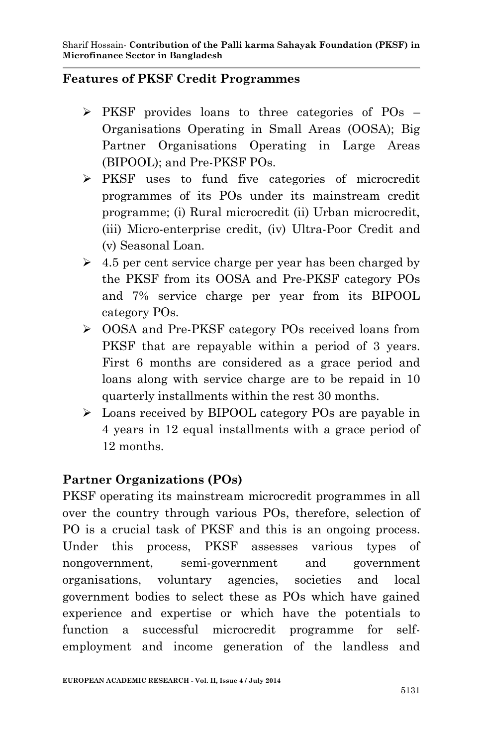## Features of PKSF Credit Programmes

- PKSF provides loans to three categories of POs – Organisations Operating in Small Areas (OOSA); Big Partner Organisations Operating in Large Areas (BIPOOL); and Pre-PKSF POs.
- PKSF uses to fund five categories of microcredit programmes of its POs under its mainstream credit programme; (i) Rural microcredit (ii) Urban microcredit, (iii) Micro-enterprise credit, (iv) Ultra-Poor Credit and (v) Seasonal Loan.
- 4.5 per cent service charge per year has been charged by the PKSF from its OOSA and Pre-PKSF category POs and 7% service charge per year from its BIPOOL category POs.
- OOSA and Pre-PKSF category POs received loans from PKSF that are repayable within a period of 3 years. First 6 months are considered as a grace period and loans along with service charge are to be repaid in 10 quarterly installments within the rest 30 months.
- Loans received by BIPOOL category POs are payable in 4 years in 12 equal installments with a grace period of 12 months.

## Partner Organizations (POs)

PKSF operating its mainstream microcredit programmes in all over the country through various POs, therefore, selection of PO is a crucial task of PKSF and this is an ongoing process. Under this process, PKSF assesses various types of nongovernment, semi-government and government organisations, voluntary agencies, societies and local government bodies to select these as POs which have gained experience and expertise or which have the potentials to function a successful microcredit programme for self-employment and income generation of the landless and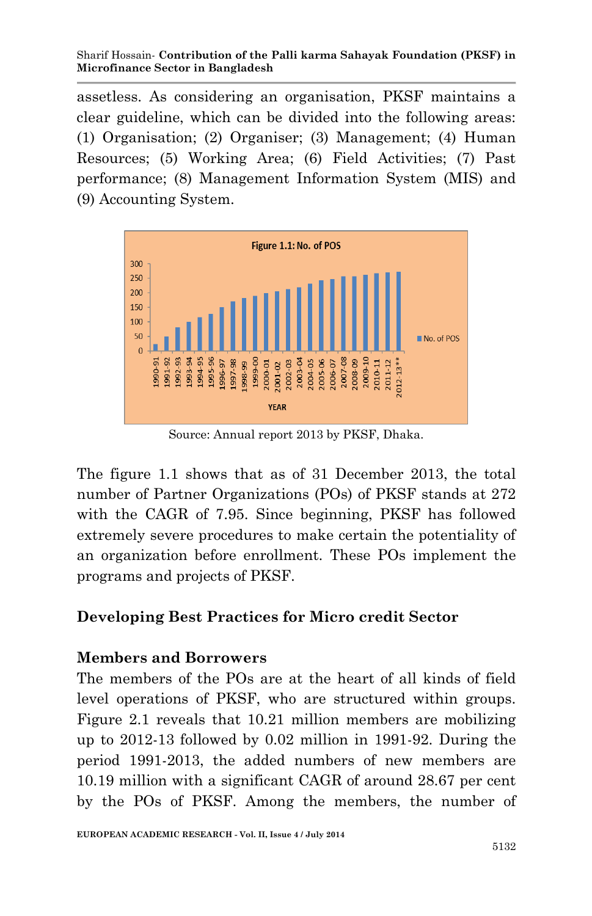assetless. As considering an organisation, PKSF maintains a clear guideline, which can be divided into the following areas: (1) Organisation; (2) Organiser; (3) Management; (4) Human Resources; (5) Working Area; (6) Field Activities; (7) Past performance; (8) Management Information System (MIS) and (9) Accounting System.

Figure 1.1: No. of POS

Source: Annual report 2013 by PKSF, Dhaka.

The figure 1.1 shows that as of 31 December 2013, the total number of Partner Organizations (POs) of PKSF stands at 272 with the CAGR of 7.95. Since beginning, PKSF has followed extremely severe procedures to make certain the potentiality of an organization before enrollment. These POs implement the programs and projects of PKSF.

## Developing Best Practices for Micro credit Sector

### Members and Borrowers

The members of the POs are at the heart of all kinds of field level operations of PKSF, who are structured within groups. Figure 2.1 reveals that 10.21 million members are mobilizing up to 2012-13 followed by 0.02 million in 1991-92. During the period 1991-2013, the added numbers of new members are 10.19 million with a significant CAGR of around 28.67 per cent by the POs of PKSF. Among the members, the number of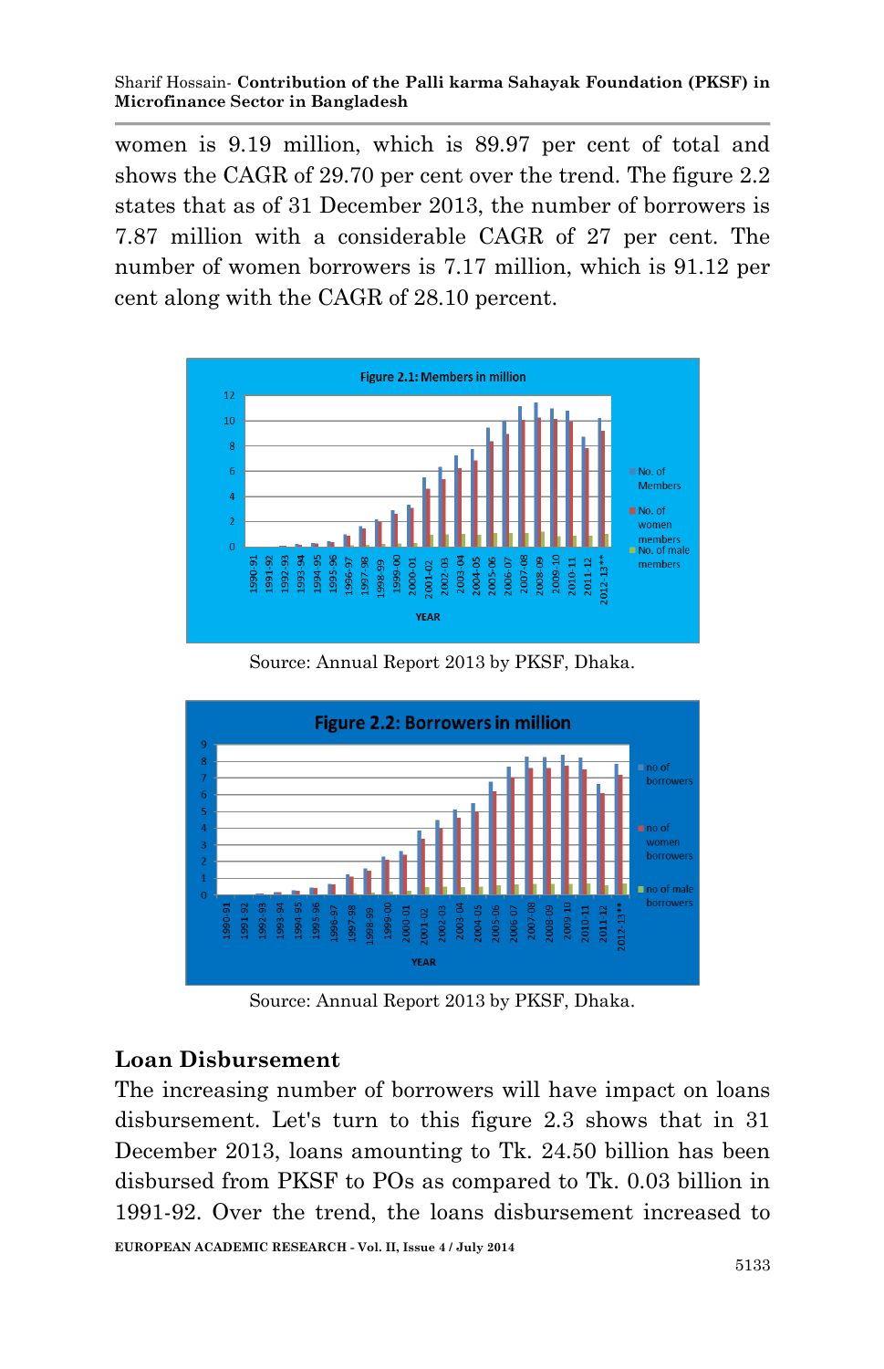women is 9.19 million, which is 89.97 per cent of total and shows the CAGR of 29.70 per cent over the trend. The figure 2.2 states that as of 31 December 2013, the number of borrowers is 7.87 million with a considerable CAGR of 27 per cent. The number of women borrowers is 7.17 million, which is 91.12 per cent along with the CAGR of 28.10 percent.

Figure 2.1: Members in million

Source: Annual Report 2013 by PKSF, Dhaka.

Figure 2.2: Borrowers in million

Source: Annual Report 2013 by PKSF, Dhaka.

## Loan Disbursement

The increasing number of borrowers will have impact on loans disbursement. Let's turn to this figure 2.3 shows that in 31 December 2013, loans amounting to Tk. 24.50 billion has been disbursed from PKSF to POs as compared to Tk. 0.03 billion in 1991-92. Over the trend, the loans disbursement increased to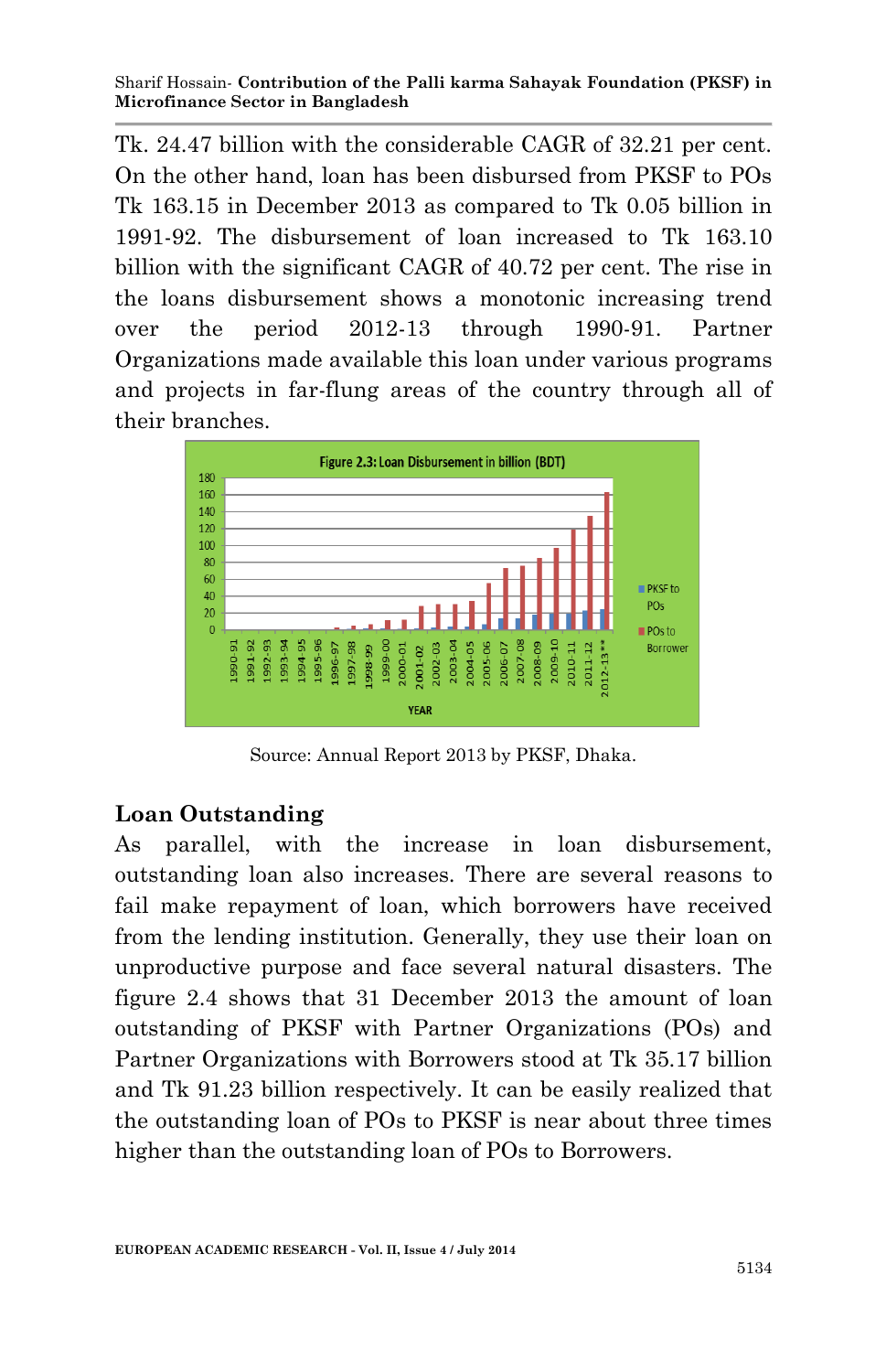Tk. 24.47 billion with the considerable CAGR of 32.21 per cent. On the other hand, loan has been disbursed from PKSF to POs Tk 163.15 in December 2013 as compared to Tk 0.05 billion in 1991-92. The disbursement of loan increased to Tk 163.10 billion with the significant CAGR of 40.72 per cent. The rise in the loans disbursement shows a monotonic increasing trend over the period 2012-13 through 1990-91. Partner Organizations made available this loan under various programs and projects in far-flung areas of the country through all of their branches.

Figure 2.3: Loan Disbursement in billion (BDT)

Source: Annual Report 2013 by PKSF, Dhaka.

## Loan Outstanding

As parallel, with the increase in loan disbursement, outstanding loan also increases. There are several reasons to fail make repayment of loan, which borrowers have received from the lending institution. Generally, they use their loan on unproductive purpose and face several natural disasters. The figure 2.4 shows that 31 December 2013 the amount of loan outstanding of PKSF with Partner Organizations (POs) and Partner Organizations with Borrowers stood at Tk 35.17 billion and Tk 91.23 billion respectively. It can be easily realized that the outstanding loan of POs to PKSF is near about three times higher than the outstanding loan of POs to Borrowers.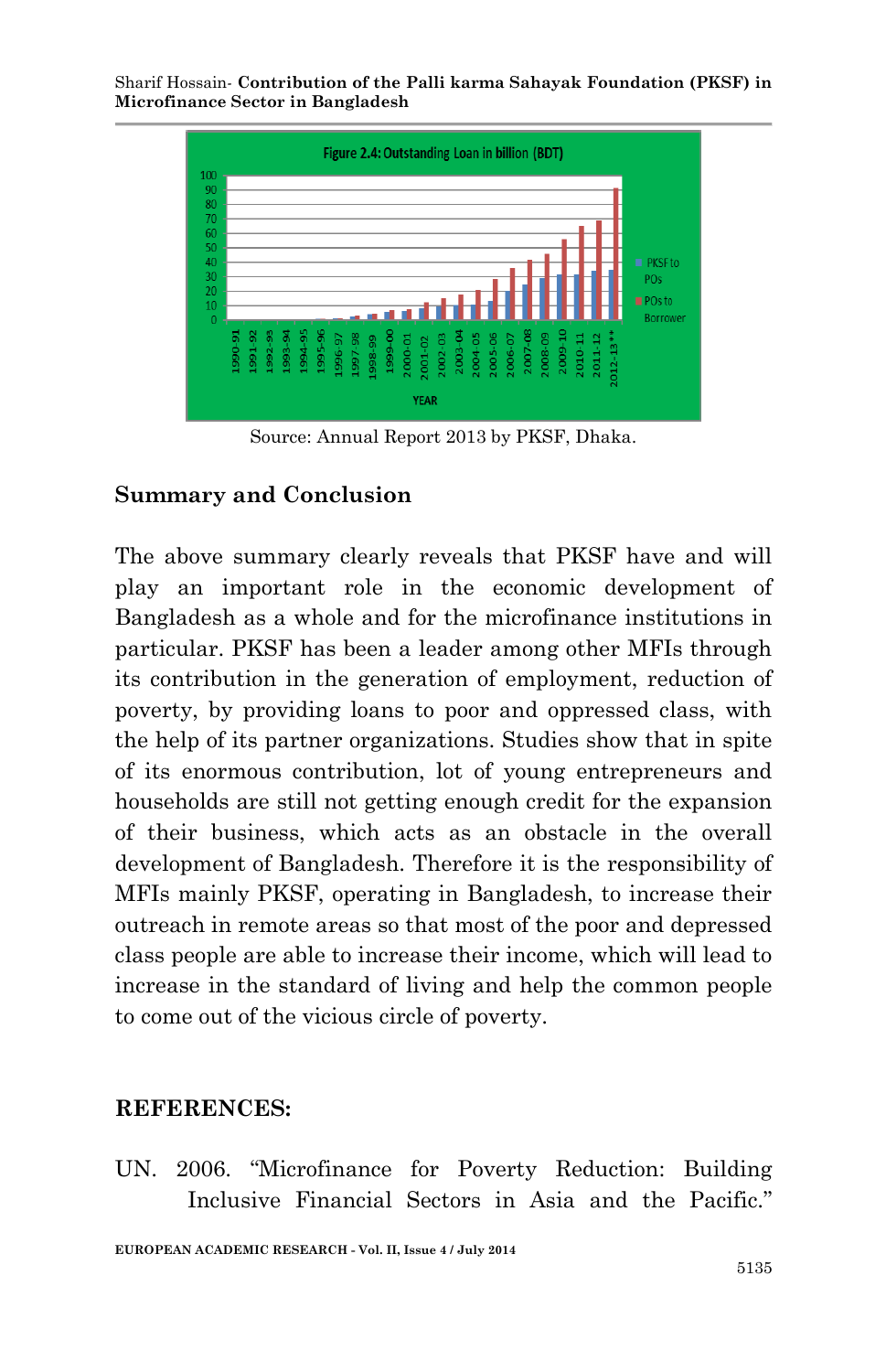Figure 2.4: Outstanding Loan in billion (BDT)

Source: Annual Report 2013 by PKSF, Dhaka.

## Summary and Conclusion

The above summary clearly reveals that PKSF have and will play an important role in the economic development of Bangladesh as a whole and for the microfinance institutions in particular. PKSF has been a leader among other MFIs through its contribution in the generation of employment, reduction of poverty, by providing loans to poor and oppressed class, with the help of its partner organizations. Studies show that in spite of its enormous contribution, lot of young entrepreneurs and households are still not getting enough credit for the expansion of their business, which acts as an obstacle in the overall development of Bangladesh. Therefore it is the responsibility of MFIs mainly PKSF, operating in Bangladesh, to increase their outreach in remote areas so that most of the poor and depressed class people are able to increase their income, which will lead to increase in the standard of living and help the common people to come out of the vicious circle of poverty.

## REFERENCES:

UN. 2006. "Microfinance for Poverty Reduction: Building Inclusive Financial Sectors in Asia and the Pacific."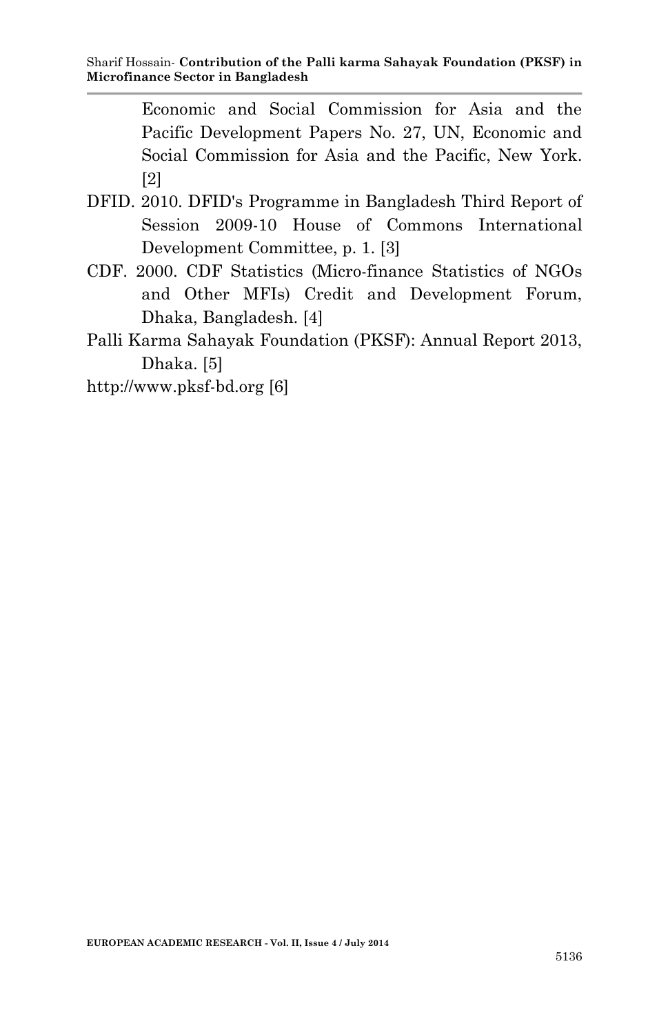Economic and Social Commission for Asia and the Pacific Development Papers No. 27, UN, Economic and Social Commission for Asia and the Pacific, New York. [2]

DFID. 2010. DFID's Programme in Bangladesh Third Report of Session 2009-10 House of Commons International Development Committee, p. 1. [3]

CDF. 2000. CDF Statistics (Micro-finance Statistics of NGOs and Other MFIs) Credit and Development Forum, Dhaka, Bangladesh. [4]

Palli Karma Sahayak Foundation (PKSF): Annual Report 2013, Dhaka. [5]

http://www.pksf-bd.org [6]